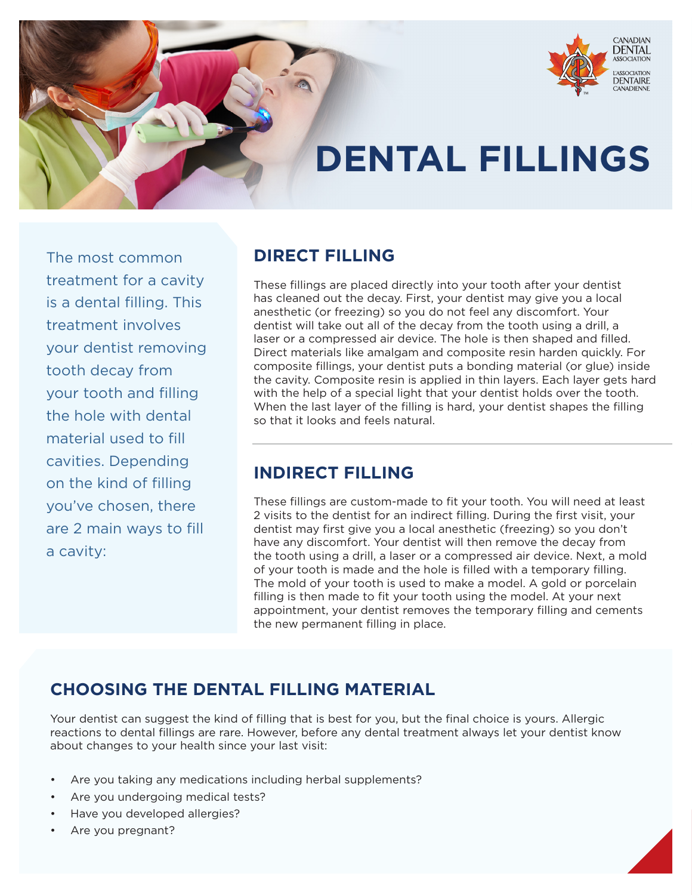# DENTAL FILLINGS

The most common treatment for a cavity is a dental filling. This treatment involves your dentist removing tooth decay from your tooth and filling the hole with dental material used to fill cavities. Depending on the kind of filling you've chosen, there are 2 main ways to fill a cavity:

## DIRECT FILLING

These fillings are placed directly into your tooth after your dentist has cleaned out the decay. First, your dentist may give you a local anesthetic (or freezing) so you do not feel any discomfort. Your dentist will take out all of the decay from the tooth using a drill, a laser or a compressed air device. The hole is then shaped and filled. Direct materials like amalgam and composite resin harden quickly. For composite fillings, your dentist puts a bonding material (or glue) inside the cavity. Composite resin is applied in thin layers. Each layer gets hard with the help of a special light that your dentist holds over the tooth. When the last layer of the filling is hard, your dentist shapes the filling so that it looks and feels natural.

## INDIRECT FILLING

These fillings are custom-made to fit your tooth. You will need at least 2 visits to the dentist for an indirect filling. During the first visit, your dentist may first give you a local anesthetic (freezing) so you don't have any discomfort. Your dentist will then remove the decay from the tooth using a drill, a laser or a compressed air device. Next, a mold of your tooth is made and the hole is filled with a temporary filling. The mold of your tooth is used to make a model. A gold or porcelain filling is then made to fit your tooth using the model. At your next appointment, your dentist removes the temporary filling and cements the new permanent filling in place.

## CHOOSING THE DENTAL FILLING MATERIAL

Your dentist can suggest the kind of filling that is best for you, but the final choice is yours. Allergic reactions to dental fillings are rare. However, before any dental treatment always let your dentist know about changes to your health since your last visit:

- Are you taking any medications including herbal supplements?
- Are you undergoing medical tests?
- Have you developed allergies?
- Are you pregnant?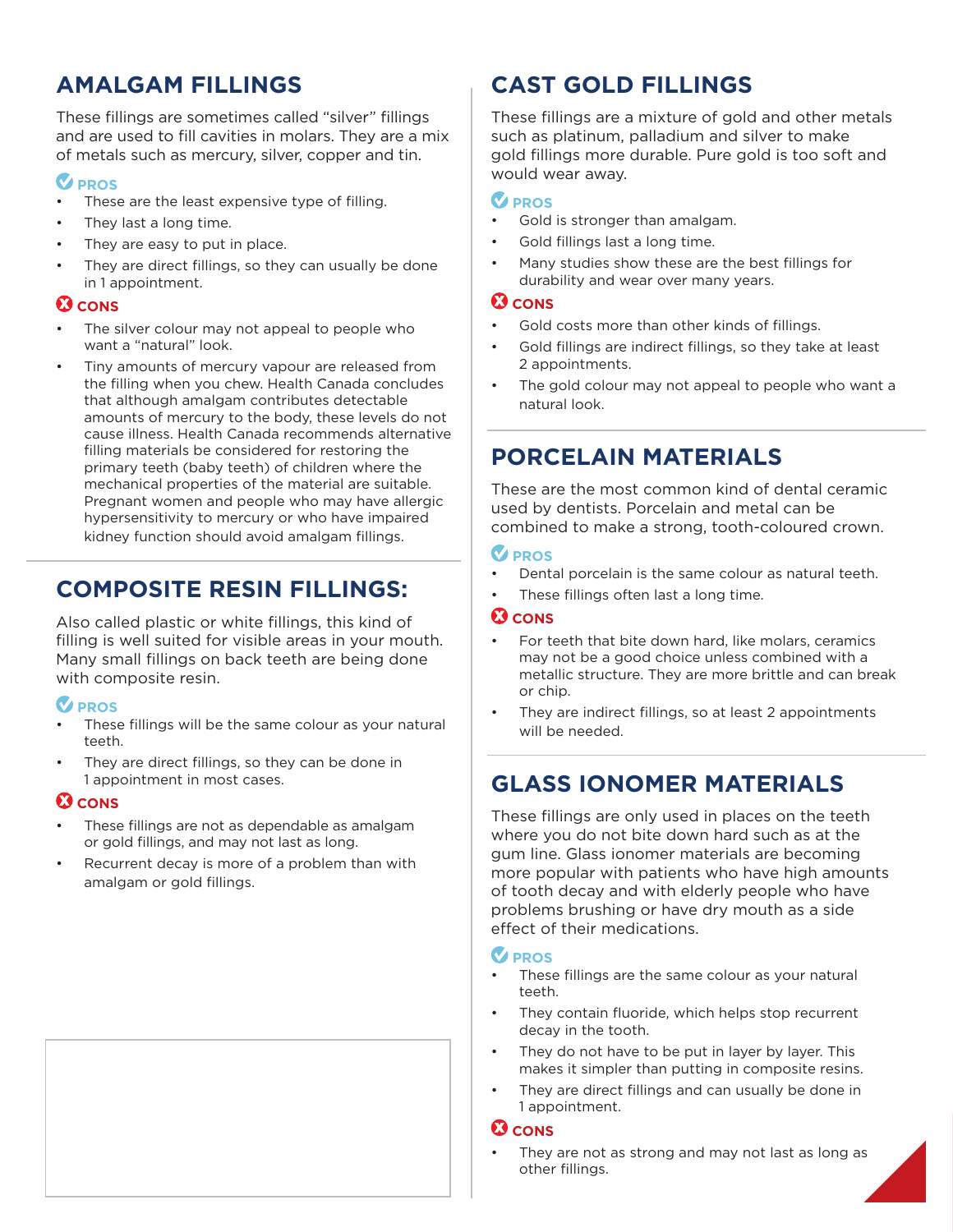## AMALGAM FILLINGS

These fillings are sometimes called "silver" fillings and are used to fill cavities in molars. They are a mix of metals such as mercury, silver, copper and tin.

**PROS**

- These are the least expensive type of filling.
- They last a long time.
- They are easy to put in place.
- They are direct fillings, so they can usually be done in 1 appointment.

**CONS**

- The silver colour may not appeal to people who want a "natural" look.
- Tiny amounts of mercury vapour are released from the filling when you chew. Health Canada concludes that although amalgam contributes detectable amounts of mercury to the body, these levels do not cause illness. Health Canada recommends alternative filling materials be considered for restoring the primary teeth (baby teeth) of children where the mechanical properties of the material are suitable. Pregnant women and people who may have allergic hypersensitivity to mercury or who have impaired kidney function should avoid amalgam fillings.

## COMPOSITE RESIN FILLINGS:

Also called plastic or white fillings, this kind of filling is well suited for visible areas in your mouth. Many small fillings on back teeth are being done with composite resin.

**PROS**

- These fillings will be the same colour as your natural teeth.
- They are direct fillings, so they can be done in 1 appointment in most cases.

**CONS**

- These fillings are not as dependable as amalgam or gold fillings, and may not last as long.
- Recurrent decay is more of a problem than with amalgam or gold fillings.

## CAST GOLD FILLINGS

These fillings are a mixture of gold and other metals such as platinum, palladium and silver to make gold fillings more durable. Pure gold is too soft and would wear away.

**PROS**

- Gold is stronger than amalgam.
- Gold fillings last a long time.
- Many studies show these are the best fillings for durability and wear over many years.

**CONS**

- Gold costs more than other kinds of fillings.
- Gold fillings are indirect fillings, so they take at least 2 appointments.
- The gold colour may not appeal to people who want a natural look.

## PORCELAIN MATERIALS

These are the most common kind of dental ceramic used by dentists. Porcelain and metal can be combined to make a strong, tooth-coloured crown.

**PROS**

- Dental porcelain is the same colour as natural teeth.
- These fillings often last a long time.

**CONS**

- For teeth that bite down hard, like molars, ceramics may not be a good choice unless combined with a metallic structure. They are more brittle and can break or chip.
- They are indirect fillings, so at least 2 appointments will be needed.

## GLASS IONOMER MATERIALS

These fillings are only used in places on the teeth where you do not bite down hard such as at the gum line. Glass ionomer materials are becoming more popular with patients who have high amounts of tooth decay and with elderly people who have problems brushing or have dry mouth as a side effect of their medications.

**PROS**

- These fillings are the same colour as your natural teeth.
- They contain fluoride, which helps stop recurrent decay in the tooth.
- They do not have to be put in layer by layer. This makes it simpler than putting in composite resins.
- They are direct fillings and can usually be done in 1 appointment.

**CONS**

- They are not as strong and may not last as long as other fillings.